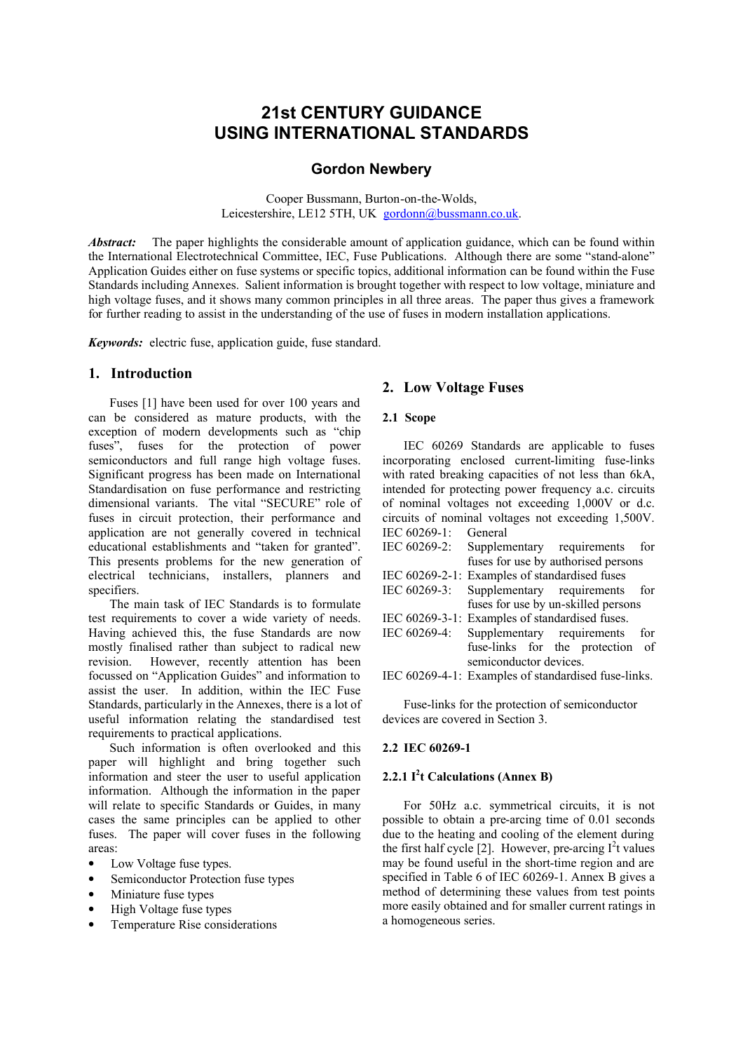# 21st CENTURY GUIDANCE USING INTERNATIONAL STANDARDS

## Gordon Newbery

Cooper Bussmann, Burton-on-the-Wolds,
Leicestershire, LE12 5TH, UK gordonn@bussmann.co.uk.

***Abstract:*** The paper highlights the considerable amount of application guidance, which can be found within the International Electrotechnical Committee, IEC, Fuse Publications. Although there are some "stand-alone" Application Guides either on fuse systems or specific topics, additional information can be found within the Fuse Standards including Annexes. Salient information is brought together with respect to low voltage, miniature and high voltage fuses, and it shows many common principles in all three areas. The paper thus gives a framework for further reading to assist in the understanding of the use of fuses in modern installation applications.

***Keywords:*** electric fuse, application guide, fuse standard.

## 1. Introduction

Fuses [1] have been used for over 100 years and can be considered as mature products, with the exception of modern developments such as "chip fuses", fuses for the protection of power semiconductors and full range high voltage fuses. Significant progress has been made on International Standardisation on fuse performance and restricting dimensional variants. The vital "SECURE" role of fuses in circuit protection, their performance and application are not generally covered in technical educational establishments and "taken for granted". This presents problems for the new generation of electrical technicians, installers, planners and specifiers.

The main task of IEC Standards is to formulate test requirements to cover a wide variety of needs. Having achieved this, the fuse Standards are now mostly finalised rather than subject to radical new revision. However, recently attention has been focussed on "Application Guides" and information to assist the user. In addition, within the IEC Fuse Standards, particularly in the Annexes, there is a lot of useful information relating the standardised test requirements to practical applications.

Such information is often overlooked and this paper will highlight and bring together such information and steer the user to useful application information. Although the information in the paper will relate to specific Standards or Guides, in many cases the same principles can be applied to other fuses. The paper will cover fuses in the following areas:

- Low Voltage fuse types.
- Semiconductor Protection fuse types
- Miniature fuse types
- High Voltage fuse types
- Temperature Rise considerations

## 2. Low Voltage Fuses

### 2.1 Scope

IEC 60269 Standards are applicable to fuses incorporating enclosed current-limiting fuse-links with rated breaking capacities of not less than 6kA, intended for protecting power frequency a.c. circuits of nominal voltages not exceeding 1,000V or d.c. circuits of nominal voltages not exceeding 1,500V.

IEC 60269-1: General
IEC 60269-2: Supplementary requirements for fuses for use by authorised persons
IEC 60269-2-1: Examples of standardised fuses
IEC 60269-3: Supplementary requirements for fuses for use by un-skilled persons
IEC 60269-3-1: Examples of standardised fuses.
IEC 60269-4: Supplementary requirements for fuse-links for the protection of semiconductor devices.
IEC 60269-4-1: Examples of standardised fuse-links.

Fuse-links for the protection of semiconductor devices are covered in Section 3.

### 2.2 IEC 60269-1

#### 2.2.1 $I^2t$ Calculations (Annex B)

For 50Hz a.c. symmetrical circuits, it is not possible to obtain a pre-arcing time of 0.01 seconds due to the heating and cooling of the element during the first half cycle [2]. However, pre-arcing $I^2t$ values may be found useful in the short-time region and are specified in Table 6 of IEC 60269-1. Annex B gives a method of determining these values from test points more easily obtained and for smaller current ratings in a homogeneous series.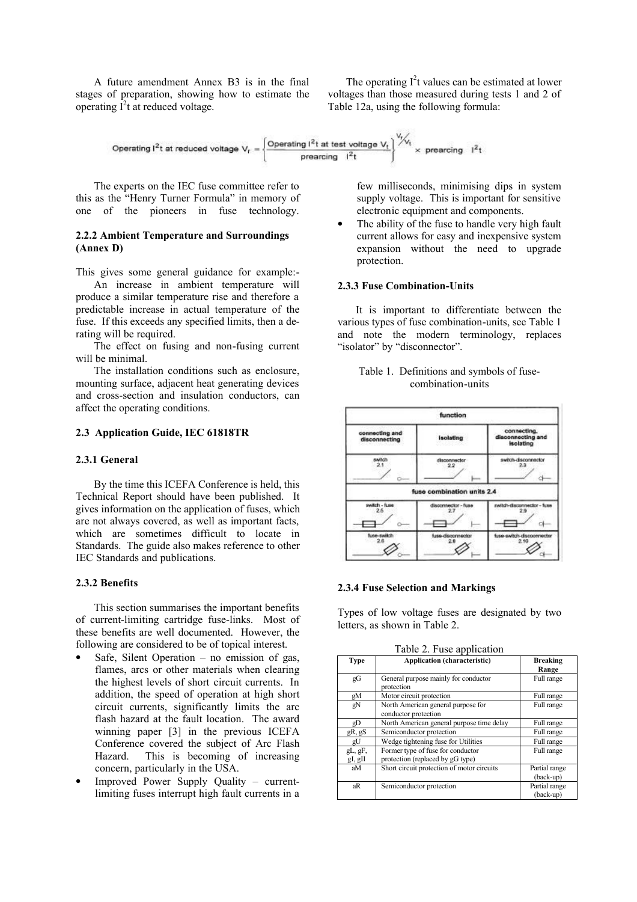A future amendment Annex B3 is in the final stages of preparation, showing how to estimate the operating $I^2t$ at reduced voltage.

The operating $I^2t$ values can be estimated at lower voltages than those measured during tests 1 and 2 of Table 12a, using the following formula:

$$\text{Operating } I^2t \text{ at reduced voltage } V_r = \left\{ \frac{\text{Operating } I^2t \text{ at test voltage } V_t}{\text{prearcing } I^2t} \right\}^{V_r/V_t} \times \text{prearcing } I^2t$$

The experts on the IEC fuse committee refer to this as the "Henry Turner Formula" in memory of one of the pioneers in fuse technology.

### 2.2.2 Ambient Temperature and Surroundings (Annex D)

This gives some general guidance for example:-

An increase in ambient temperature will produce a similar temperature rise and therefore a predictable increase in actual temperature of the fuse. If this exceeds any specified limits, then a de-rating will be required.

The effect on fusing and non-fusing current will be minimal.

The installation conditions such as enclosure, mounting surface, adjacent heat generating devices and cross-section and insulation conductors, can affect the operating conditions.

## 2.3 Application Guide, IEC 61818TR

### 2.3.1 General

By the time this ICEFA Conference is held, this Technical Report should have been published. It gives information on the application of fuses, which are not always covered, as well as important facts, which are sometimes difficult to locate in Standards. The guide also makes reference to other IEC Standards and publications.

### 2.3.2 Benefits

This section summarises the important benefits of current-limiting cartridge fuse-links. Most of these benefits are well documented. However, the following are considered to be of topical interest.

- Safe, Silent Operation – no emission of gas, flames, arcs or other materials when clearing the highest levels of short circuit currents. In addition, the speed of operation at high short circuit currents, significantly limits the arc flash hazard at the fault location. The award winning paper [3] in the previous ICEFA Conference covered the subject of Arc Flash Hazard. This is becoming of increasing concern, particularly in the USA.
- Improved Power Supply Quality – current-limiting fuses interrupt high fault currents in a few milliseconds, minimising dips in system supply voltage. This is important for sensitive electronic equipment and components.
- The ability of the fuse to handle very high fault current allows for easy and inexpensive system expansion without the need to upgrade protection.

### 2.3.3 Fuse Combination-Units

It is important to differentiate between the various types of fuse combination-units, see Table 1 and note the modern terminology, replaces "isolator" by "disconnector".

Table 1. Definitions and symbols of fuse-combination-units

| function | | |
|---|---|---|
| connecting and disconnecting | isolating | connecting, disconnecting and isolating |
| switch 2.1 | disconnector 2.2 | switch-disconnector 2.3 |
| fuse combination units 2.4 | | |
| switch - fuse 2.5 | disconnector - fuse 2.7 | switch-disconnector - fuse 2.9 |
| fuse-switch 2.6 | fuse-disconnector 2.8 | fuse-switch-disconnector 2.10 |

### 2.3.4 Fuse Selection and Markings

Types of low voltage fuses are designated by two letters, as shown in Table 2.

Table 2. Fuse application

| Type | Application (characteristic) | Breaking Range |
|---|---|---|
| gG | General purpose mainly for conductor protection | Full range |
| gM | Motor circuit protection | Full range |
| gN | North American general purpose for conductor protection | Full range |
| gD | North American general purpose time delay | Full range |
| gR, gS | Semiconductor protection | Full range |
| gU | Wedge tightening fuse for Utilities | Full range |
| gL, gF, gI, gII | Former type of fuse for conductor protection (replaced by gG type) | Full range |
| aM | Short circuit protection of motor circuits | Partial range (back-up) |
| aR | Semiconductor protection | Partial range (back-up) |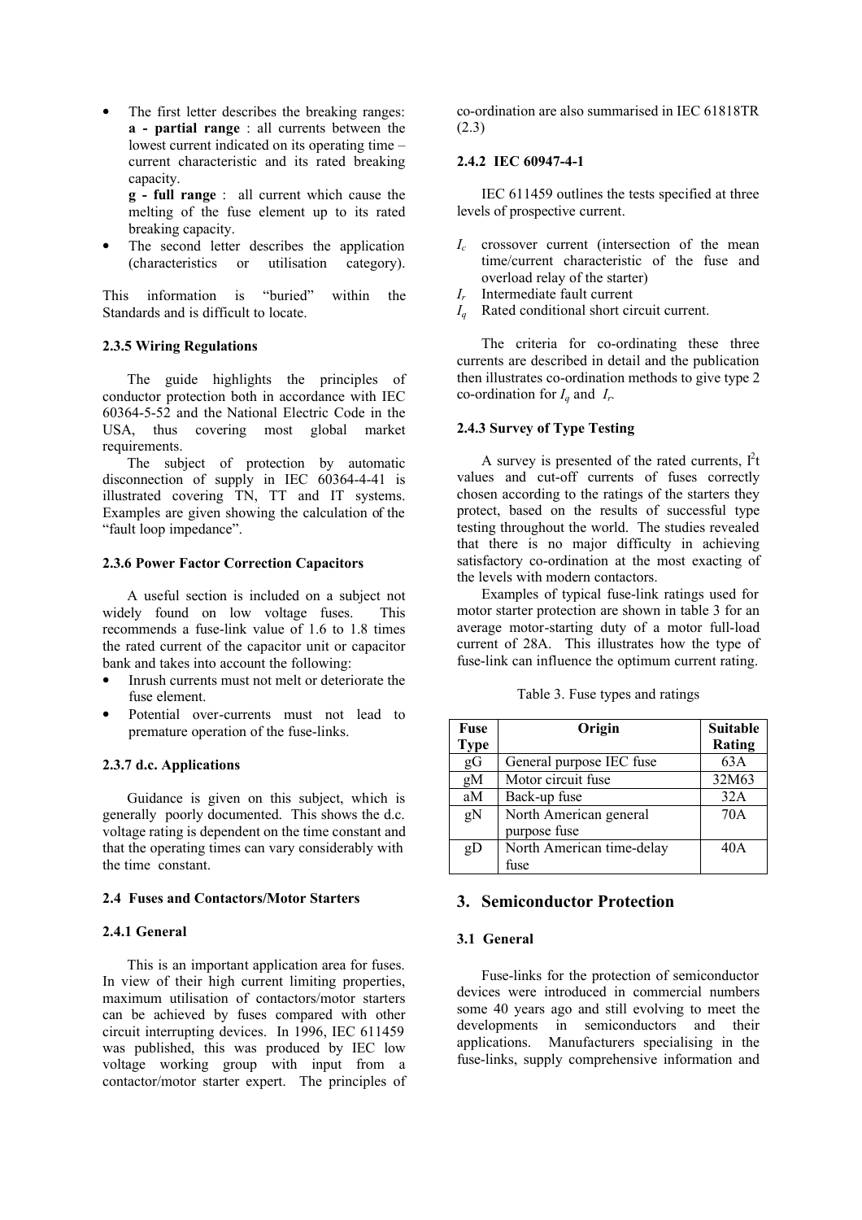- The first letter describes the breaking ranges:
  **a - partial range** : all currents between the lowest current indicated on its operating time – current characteristic and its rated breaking capacity.
  **g - full range** : all current which cause the melting of the fuse element up to its rated breaking capacity.
- The second letter describes the application (characteristics or utilisation category).

This information is "buried" within the Standards and is difficult to locate.

### 2.3.5 Wiring Regulations

The guide highlights the principles of conductor protection both in accordance with IEC 60364-5-52 and the National Electric Code in the USA, thus covering most global market requirements.

The subject of protection by automatic disconnection of supply in IEC 60364-4-41 is illustrated covering TN, TT and IT systems. Examples are given showing the calculation of the "fault loop impedance".

### 2.3.6 Power Factor Correction Capacitors

A useful section is included on a subject not widely found on low voltage fuses. This recommends a fuse-link value of 1.6 to 1.8 times the rated current of the capacitor unit or capacitor bank and takes into account the following:

- Inrush currents must not melt or deteriorate the fuse element.
- Potential over-currents must not lead to premature operation of the fuse-links.

### 2.3.7 d.c. Applications

Guidance is given on this subject, which is generally poorly documented. This shows the d.c. voltage rating is dependent on the time constant and that the operating times can vary considerably with the time constant.

### 2.4 Fuses and Contactors/Motor Starters

### 2.4.1 General

This is an important application area for fuses. In view of their high current limiting properties, maximum utilisation of contactors/motor starters can be achieved by fuses compared with other circuit interrupting devices. In 1996, IEC 611459 was published, this was produced by IEC low voltage working group with input from a contactor/motor starter expert. The principles of co-ordination are also summarised in IEC 61818TR (2.3)

### 2.4.2 IEC 60947-4-1

IEC 611459 outlines the tests specified at three levels of prospective current.

- $I_c$ crossover current (intersection of the mean time/current characteristic of the fuse and overload relay of the starter)
- $I_r$ Intermediate fault current
- $I_q$ Rated conditional short circuit current.

The criteria for co-ordinating these three currents are described in detail and the publication then illustrates co-ordination methods to give type 2 co-ordination for $I_q$ and $I_r$.

### 2.4.3 Survey of Type Testing

A survey is presented of the rated currents, $I^2t$ values and cut-off currents of fuses correctly chosen according to the ratings of the starters they protect, based on the results of successful type testing throughout the world. The studies revealed that there is no major difficulty in achieving satisfactory co-ordination at the most exacting of the levels with modern contactors.

Examples of typical fuse-link ratings used for motor starter protection are shown in table 3 for an average motor-starting duty of a motor full-load current of 28A. This illustrates how the type of fuse-link can influence the optimum current rating.

Table 3. Fuse types and ratings

| Fuse Type | Origin | Suitable Rating |
|---|---|---|
| gG | General purpose IEC fuse | 63A |
| gM | Motor circuit fuse | 32M63 |
| aM | Back-up fuse | 32A |
| gN | North American general purpose fuse | 70A |
| gD | North American time-delay fuse | 40A |

## 3. Semiconductor Protection

### 3.1 General

Fuse-links for the protection of semiconductor devices were introduced in commercial numbers some 40 years ago and still evolving to meet the developments in semiconductors and their applications. Manufacturers specialising in the fuse-links, supply comprehensive information and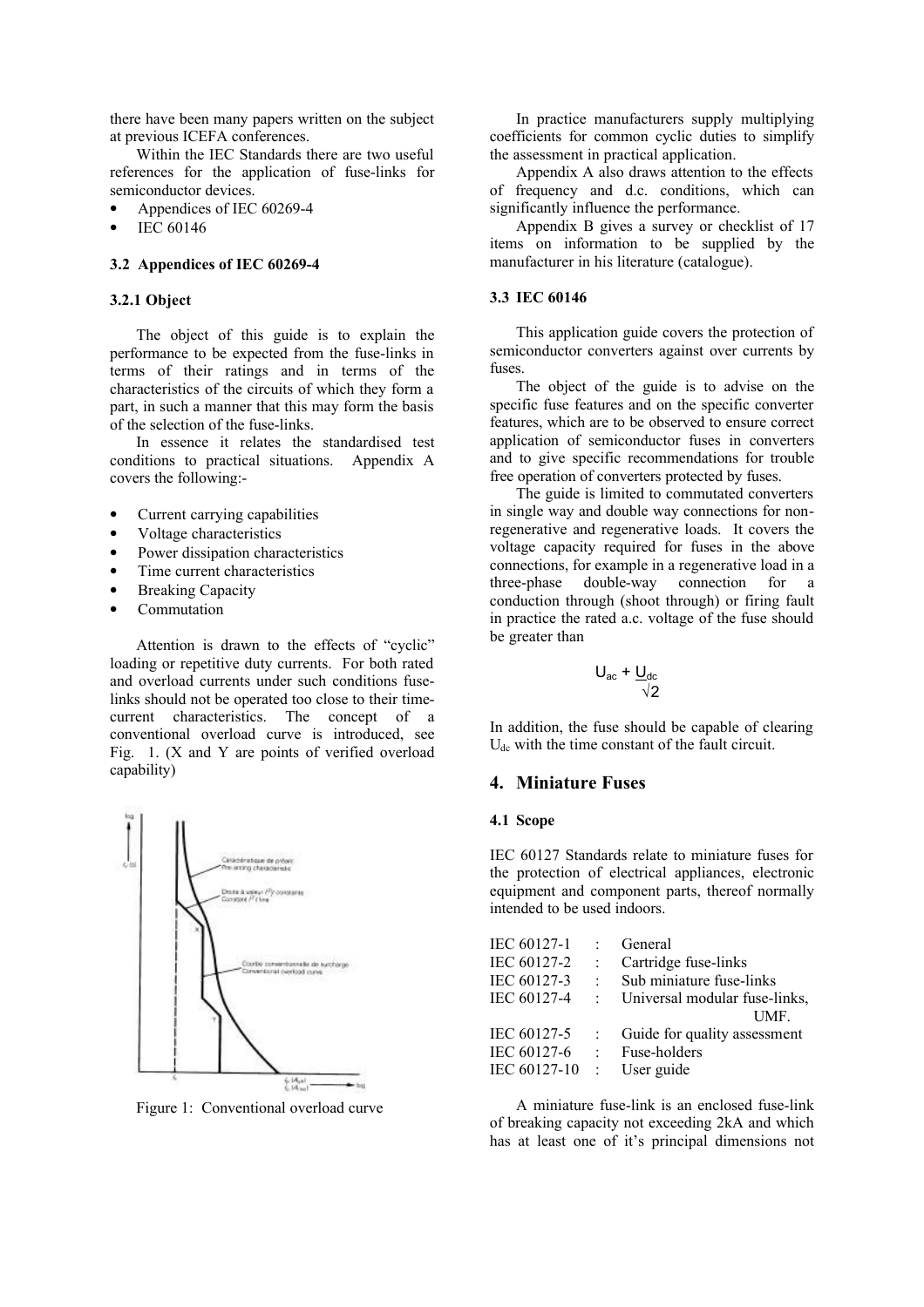there have been many papers written on the subject at previous ICEFA conferences.

Within the IEC Standards there are two useful references for the application of fuse-links for semiconductor devices.

- Appendices of IEC 60269-4
- IEC 60146

### 3.2 Appendices of IEC 60269-4

#### 3.2.1 Object

The object of this guide is to explain the performance to be expected from the fuse-links in terms of their ratings and in terms of the characteristics of the circuits of which they form a part, in such a manner that this may form the basis of the selection of the fuse-links.

In essence it relates the standardised test conditions to practical situations. Appendix A covers the following:-

- Current carrying capabilities
- Voltage characteristics
- Power dissipation characteristics
- Time current characteristics
- Breaking Capacity
- Commutation

Attention is drawn to the effects of "cyclic" loading or repetitive duty currents. For both rated and overload currents under such conditions fuse-links should not be operated too close to their time-current characteristics. The concept of a conventional overload curve is introduced, see Fig. 1. (X and Y are points of verified overload capability)

Figure 1: Conventional overload curve

In practice manufacturers supply multiplying coefficients for common cyclic duties to simplify the assessment in practical application.

Appendix A also draws attention to the effects of frequency and d.c. conditions, which can significantly influence the performance.

Appendix B gives a survey or checklist of 17 items on information to be supplied by the manufacturer in his literature (catalogue).

### 3.3 IEC 60146

This application guide covers the protection of semiconductor converters against over currents by fuses.

The object of the guide is to advise on the specific fuse features and on the specific converter features, which are to be observed to ensure correct application of semiconductor fuses in converters and to give specific recommendations for trouble free operation of converters protected by fuses.

The guide is limited to commutated converters in single way and double way connections for non-regenerative and regenerative loads. It covers the voltage capacity required for fuses in the above connections, for example in a regenerative load in a three-phase double-way connection for a conduction through (shoot through) or firing fault in practice the rated a.c. voltage of the fuse should be greater than

$$U_{ac} + \frac{U_{dc}}{\sqrt{2}}$$

In addition, the fuse should be capable of clearing $U_{dc}$ with the time constant of the fault circuit.

## 4. Miniature Fuses

### 4.1 Scope

IEC 60127 Standards relate to miniature fuses for the protection of electrical appliances, electronic equipment and component parts, thereof normally intended to be used indoors.

| | | |
|---|---|---|
| IEC 60127-1 | : | General |
| IEC 60127-2 | : | Cartridge fuse-links |
| IEC 60127-3 | : | Sub miniature fuse-links |
| IEC 60127-4 | : | Universal modular fuse-links, UMF. |
| IEC 60127-5 | : | Guide for quality assessment |
| IEC 60127-6 | : | Fuse-holders |
| IEC 60127-10 | : | User guide |

A miniature fuse-link is an enclosed fuse-link of breaking capacity not exceeding 2kA and which has at least one of it's principal dimensions not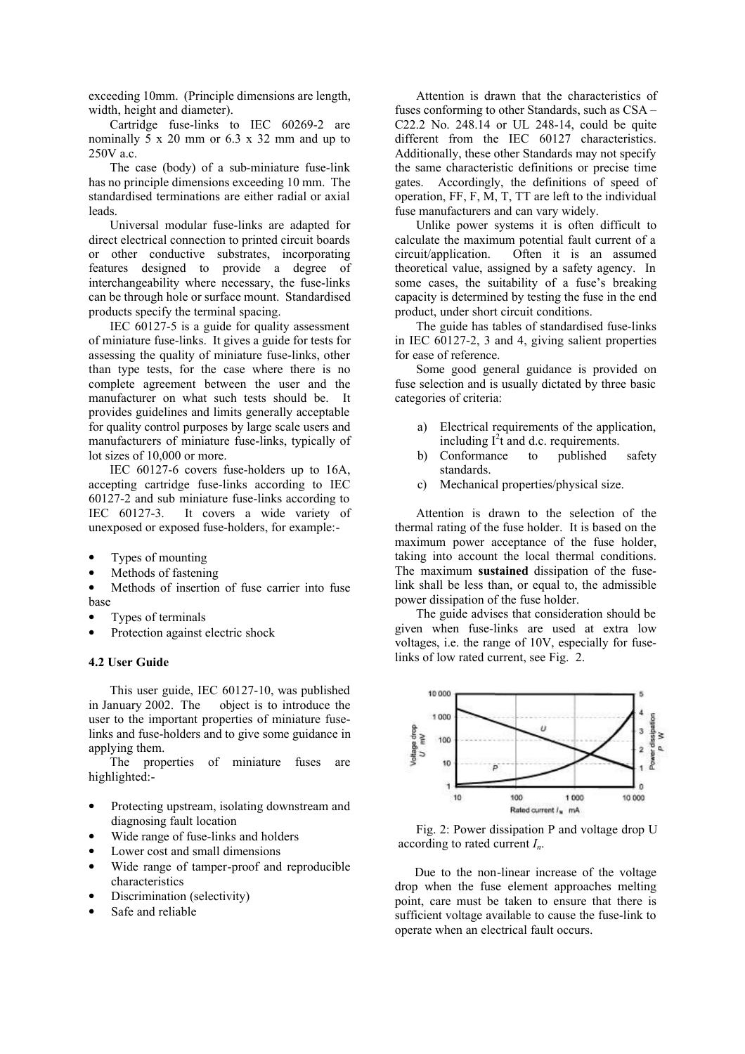exceeding 10mm. (Principle dimensions are length, width, height and diameter).

Cartridge fuse-links to IEC 60269-2 are nominally 5 x 20 mm or 6.3 x 32 mm and up to 250V a.c.

The case (body) of a sub-miniature fuse-link has no principle dimensions exceeding 10 mm. The standardised terminations are either radial or axial leads.

Universal modular fuse-links are adapted for direct electrical connection to printed circuit boards or other conductive substrates, incorporating features designed to provide a degree of interchangeability where necessary, the fuse-links can be through hole or surface mount. Standardised products specify the terminal spacing.

IEC 60127-5 is a guide for quality assessment of miniature fuse-links. It gives a guide for tests for assessing the quality of miniature fuse-links, other than type tests, for the case where there is no complete agreement between the user and the manufacturer on what such tests should be. It provides guidelines and limits generally acceptable for quality control purposes by large scale users and manufacturers of miniature fuse-links, typically of lot sizes of 10,000 or more.

IEC 60127-6 covers fuse-holders up to 16A, accepting cartridge fuse-links according to IEC 60127-2 and sub miniature fuse-links according to IEC 60127-3. It covers a wide variety of unexposed or exposed fuse-holders, for example:-

- Types of mounting
- Methods of fastening
- Methods of insertion of fuse carrier into fuse base
- Types of terminals
- Protection against electric shock

### 4.2 User Guide

This user guide, IEC 60127-10, was published in January 2002. The object is to introduce the user to the important properties of miniature fuse-links and fuse-holders and to give some guidance in applying them.

The properties of miniature fuses are highlighted:-

- Protecting upstream, isolating downstream and diagnosing fault location
- Wide range of fuse-links and holders
- Lower cost and small dimensions
- Wide range of tamper-proof and reproducible characteristics
- Discrimination (selectivity)
- Safe and reliable

Attention is drawn that the characteristics of fuses conforming to other Standards, such as CSA – C22.2 No. 248.14 or UL 248-14, could be quite different from the IEC 60127 characteristics. Additionally, these other Standards may not specify the same characteristic definitions or precise time gates. Accordingly, the definitions of speed of operation, FF, F, M, T, TT are left to the individual fuse manufacturers and can vary widely.

Unlike power systems it is often difficult to calculate the maximum potential fault current of a circuit/application. Often it is an assumed theoretical value, assigned by a safety agency. In some cases, the suitability of a fuse's breaking capacity is determined by testing the fuse in the end product, under short circuit conditions.

The guide has tables of standardised fuse-links in IEC 60127-2, 3 and 4, giving salient properties for ease of reference.

Some good general guidance is provided on fuse selection and is usually dictated by three basic categories of criteria:

a) Electrical requirements of the application, including $I^2t$ and d.c. requirements.
b) Conformance to published safety standards.
c) Mechanical properties/physical size.

Attention is drawn to the selection of the thermal rating of the fuse holder. It is based on the maximum power acceptance of the fuse holder, taking into account the local thermal conditions. The maximum **sustained** dissipation of the fuse-link shall be less than, or equal to, the admissible power dissipation of the fuse holder.

The guide advises that consideration should be given when fuse-links are used at extra low voltages, i.e. the range of 10V, especially for fuse-links of low rated current, see Fig. 2.

Fig. 2: Power dissipation P and voltage drop U according to rated current $I_n$.

Due to the non-linear increase of the voltage drop when the fuse element approaches melting point, care must be taken to ensure that there is sufficient voltage available to cause the fuse-link to operate when an electrical fault occurs.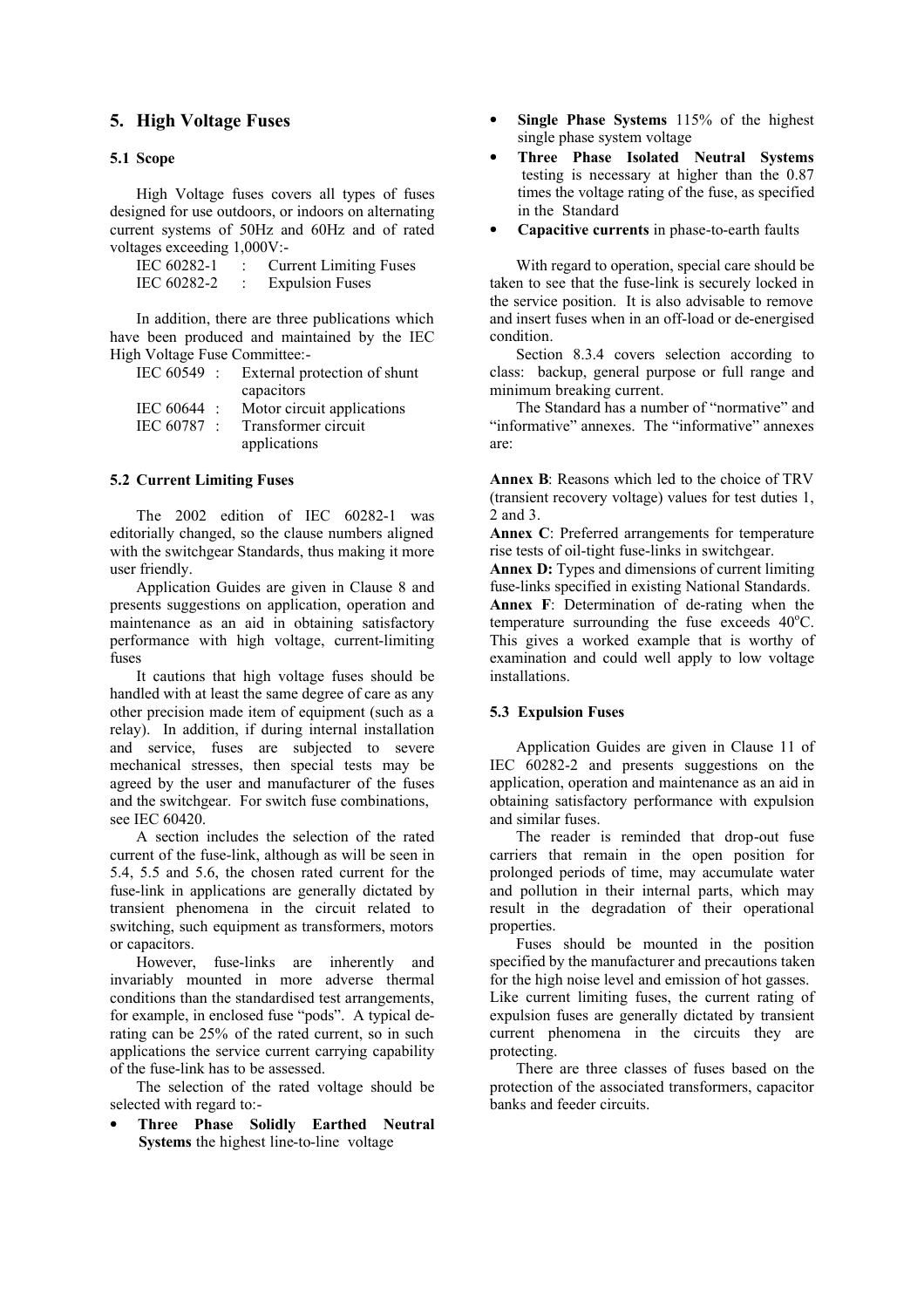## 5. High Voltage Fuses

### 5.1 Scope

High Voltage fuses covers all types of fuses designed for use outdoors, or indoors on alternating current systems of 50Hz and 60Hz and of rated voltages exceeding 1,000V:-

IEC 60282-1 : Current Limiting Fuses
IEC 60282-2 : Expulsion Fuses

In addition, there are three publications which have been produced and maintained by the IEC High Voltage Fuse Committee:-

IEC 60549 : External protection of shunt capacitors
IEC 60644 : Motor circuit applications
IEC 60787 : Transformer circuit applications

### 5.2 Current Limiting Fuses

The 2002 edition of IEC 60282-1 was editorially changed, so the clause numbers aligned with the switchgear Standards, thus making it more user friendly.

Application Guides are given in Clause 8 and presents suggestions on application, operation and maintenance as an aid in obtaining satisfactory performance with high voltage, current-limiting fuses

It cautions that high voltage fuses should be handled with at least the same degree of care as any other precision made item of equipment (such as a relay). In addition, if during internal installation and service, fuses are subjected to severe mechanical stresses, then special tests may be agreed by the user and manufacturer of the fuses and the switchgear. For switch fuse combinations, see IEC 60420.

A section includes the selection of the rated current of the fuse-link, although as will be seen in 5.4, 5.5 and 5.6, the chosen rated current for the fuse-link in applications are generally dictated by transient phenomena in the circuit related to switching, such equipment as transformers, motors or capacitors.

However, fuse-links are inherently and invariably mounted in more adverse thermal conditions than the standardised test arrangements, for example, in enclosed fuse "pods". A typical de-rating can be 25% of the rated current, so in such applications the service current carrying capability of the fuse-link has to be assessed.

The selection of the rated voltage should be selected with regard to:-

- **Three Phase Solidly Earthed Neutral Systems** the highest line-to-line voltage
- **Single Phase Systems** 115% of the highest single phase system voltage
- **Three Phase Isolated Neutral Systems** testing is necessary at higher than the 0.87 times the voltage rating of the fuse, as specified in the Standard
- **Capacitive currents** in phase-to-earth faults

With regard to operation, special care should be taken to see that the fuse-link is securely locked in the service position. It is also advisable to remove and insert fuses when in an off-load or de-energised condition.

Section 8.3.4 covers selection according to class: backup, general purpose or full range and minimum breaking current.

The Standard has a number of "normative" and "informative" annexes. The "informative" annexes are:

**Annex B**: Reasons which led to the choice of TRV (transient recovery voltage) values for test duties 1, 2 and 3.
**Annex C**: Preferred arrangements for temperature rise tests of oil-tight fuse-links in switchgear.
**Annex D:** Types and dimensions of current limiting fuse-links specified in existing National Standards.
**Annex F**: Determination of de-rating when the temperature surrounding the fuse exceeds 40°C. This gives a worked example that is worthy of examination and could well apply to low voltage installations.

### 5.3 Expulsion Fuses

Application Guides are given in Clause 11 of IEC 60282-2 and presents suggestions on the application, operation and maintenance as an aid in obtaining satisfactory performance with expulsion and similar fuses.

The reader is reminded that drop-out fuse carriers that remain in the open position for prolonged periods of time, may accumulate water and pollution in their internal parts, which may result in the degradation of their operational properties.

Fuses should be mounted in the position specified by the manufacturer and precautions taken for the high noise level and emission of hot gasses.
Like current limiting fuses, the current rating of expulsion fuses are generally dictated by transient current phenomena in the circuits they are protecting.

There are three classes of fuses based on the protection of the associated transformers, capacitor banks and feeder circuits.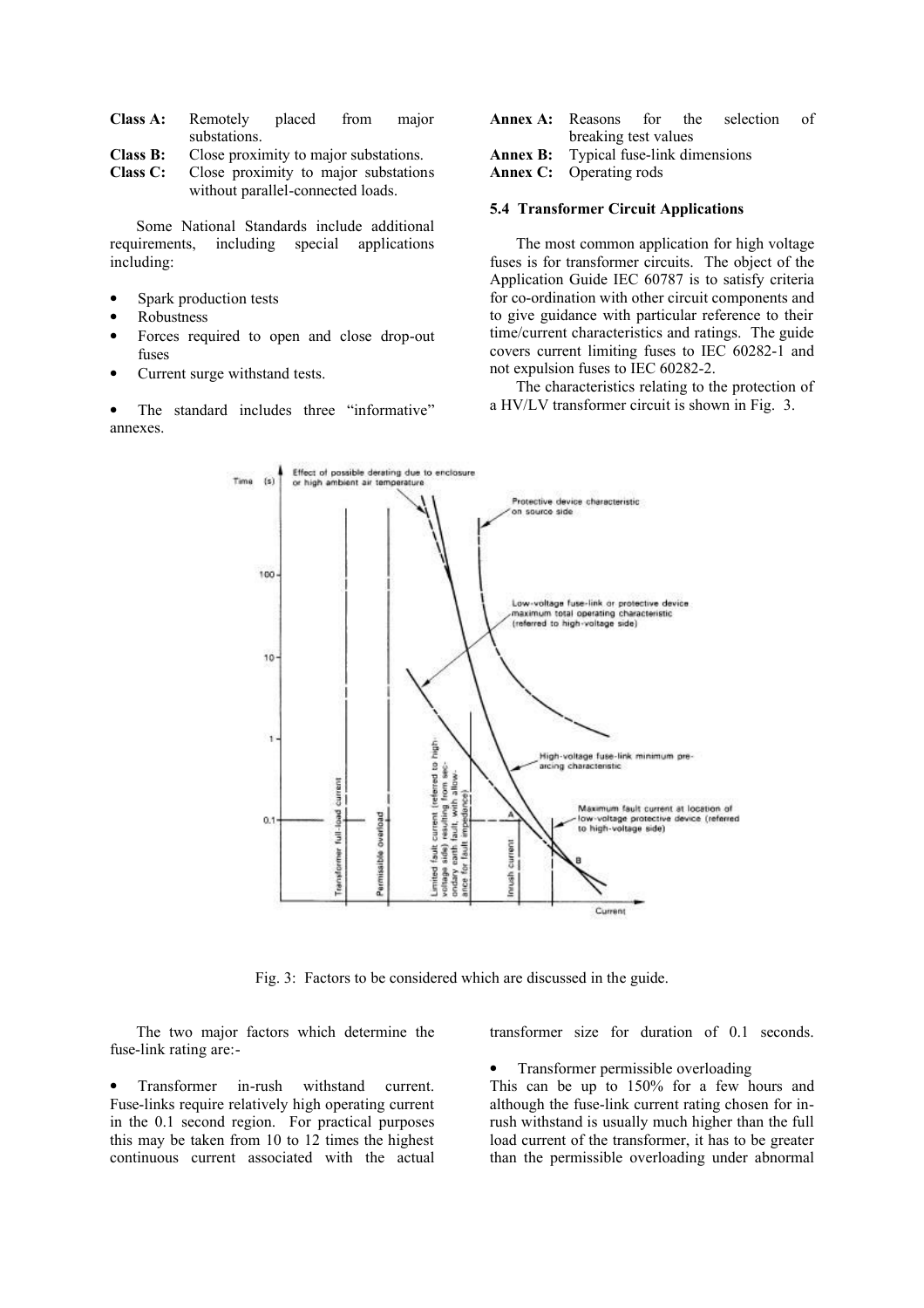**Class A:** Remotely placed from major substations.
**Class B:** Close proximity to major substations.
**Class C:** Close proximity to major substations without parallel-connected loads.

Some National Standards include additional requirements, including special applications including:

- Spark production tests
- Robustness
- Forces required to open and close drop-out fuses
- Current surge withstand tests.

- The standard includes three "informative" annexes.

**Annex A:** Reasons for the selection of breaking test values
**Annex B:** Typical fuse-link dimensions
**Annex C:** Operating rods

### 5.4 Transformer Circuit Applications

The most common application for high voltage fuses is for transformer circuits. The object of the Application Guide IEC 60787 is to satisfy criteria for co-ordination with other circuit components and to give guidance with particular reference to their time/current characteristics and ratings. The guide covers current limiting fuses to IEC 60282-1 and not expulsion fuses to IEC 60282-2.

The characteristics relating to the protection of a HV/LV transformer circuit is shown in Fig. 3.

Fig. 3: Factors to be considered which are discussed in the guide.

The two major factors which determine the fuse-link rating are:-

- Transformer in-rush withstand current. Fuse-links require relatively high operating current in the 0.1 second region. For practical purposes this may be taken from 10 to 12 times the highest continuous current associated with the actual transformer size for duration of 0.1 seconds.

- Transformer permissible overloading

This can be up to 150% for a few hours and although the fuse-link current rating chosen for in-rush withstand is usually much higher than the full load current of the transformer, it has to be greater than the permissible overloading under abnormal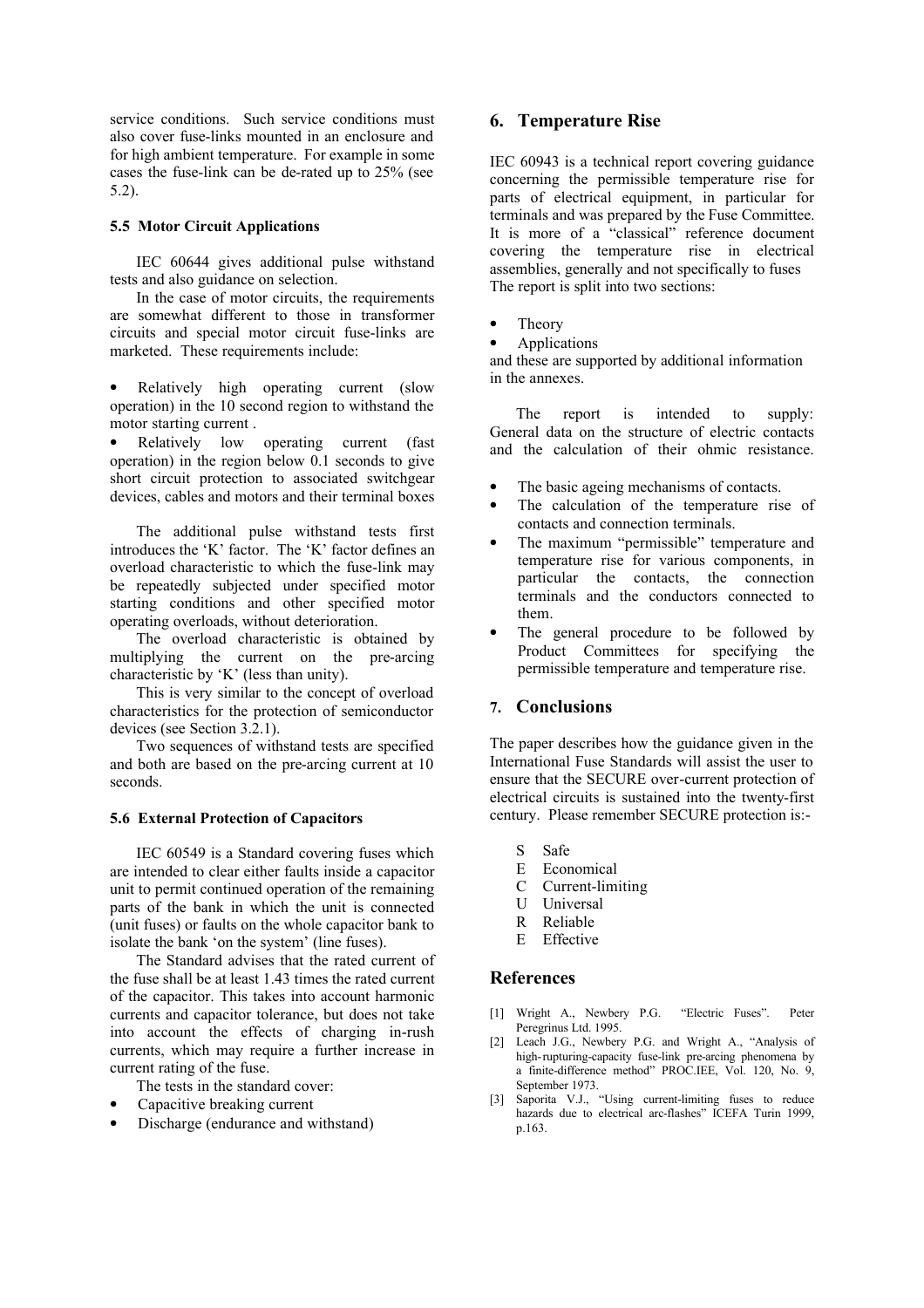service conditions. Such service conditions must also cover fuse-links mounted in an enclosure and for high ambient temperature. For example in some cases the fuse-link can be de-rated up to 25% (see 5.2).

### 5.5 Motor Circuit Applications

IEC 60644 gives additional pulse withstand tests and also guidance on selection.

In the case of motor circuits, the requirements are somewhat different to those in transformer circuits and special motor circuit fuse-links are marketed. These requirements include:

- Relatively high operating current (slow operation) in the 10 second region to withstand the motor starting current .
- Relatively low operating current (fast operation) in the region below 0.1 seconds to give short circuit protection to associated switchgear devices, cables and motors and their terminal boxes

The additional pulse withstand tests first introduces the 'K' factor. The 'K' factor defines an overload characteristic to which the fuse-link may be repeatedly subjected under specified motor starting conditions and other specified motor operating overloads, without deterioration.

The overload characteristic is obtained by multiplying the current on the pre-arcing characteristic by 'K' (less than unity).

This is very similar to the concept of overload characteristics for the protection of semiconductor devices (see Section 3.2.1).

Two sequences of withstand tests are specified and both are based on the pre-arcing current at 10 seconds.

### 5.6 External Protection of Capacitors

IEC 60549 is a Standard covering fuses which are intended to clear either faults inside a capacitor unit to permit continued operation of the remaining parts of the bank in which the unit is connected (unit fuses) or faults on the whole capacitor bank to isolate the bank 'on the system' (line fuses).

The Standard advises that the rated current of the fuse shall be at least 1.43 times the rated current of the capacitor. This takes into account harmonic currents and capacitor tolerance, but does not take into account the effects of charging in-rush currents, which may require a further increase in current rating of the fuse.

The tests in the standard cover:

- Capacitive breaking current
- Discharge (endurance and withstand)

## 6. Temperature Rise

IEC 60943 is a technical report covering guidance concerning the permissible temperature rise for parts of electrical equipment, in particular for terminals and was prepared by the Fuse Committee. It is more of a "classical" reference document covering the temperature rise in electrical assemblies, generally and not specifically to fuses The report is split into two sections:

- Theory
- Applications

and these are supported by additional information in the annexes.

The report is intended to supply: General data on the structure of electric contacts and the calculation of their ohmic resistance.

- The basic ageing mechanisms of contacts.
- The calculation of the temperature rise of contacts and connection terminals.
- The maximum "permissible" temperature and temperature rise for various components, in particular the contacts, the connection terminals and the conductors connected to them.
- The general procedure to be followed by Product Committees for specifying the permissible temperature and temperature rise.

## 7. Conclusions

The paper describes how the guidance given in the International Fuse Standards will assist the user to ensure that the SECURE over-current protection of electrical circuits is sustained into the twenty-first century. Please remember SECURE protection is:-

S Safe
E Economical
C Current-limiting
U Universal
R Reliable
E Effective

## References

[1] Wright A., Newbery P.G. "Electric Fuses". Peter Peregrinus Ltd. 1995.

[2] Leach J.G., Newbery P.G. and Wright A., "Analysis of high-rupturing-capacity fuse-link pre-arcing phenomena by a finite-difference method" PROC.IEE, Vol. 120, No. 9, September 1973.

[3] Saporita V.J., "Using current-limiting fuses to reduce hazards due to electrical arc-flashes" ICEFA Turin 1999, p.163.